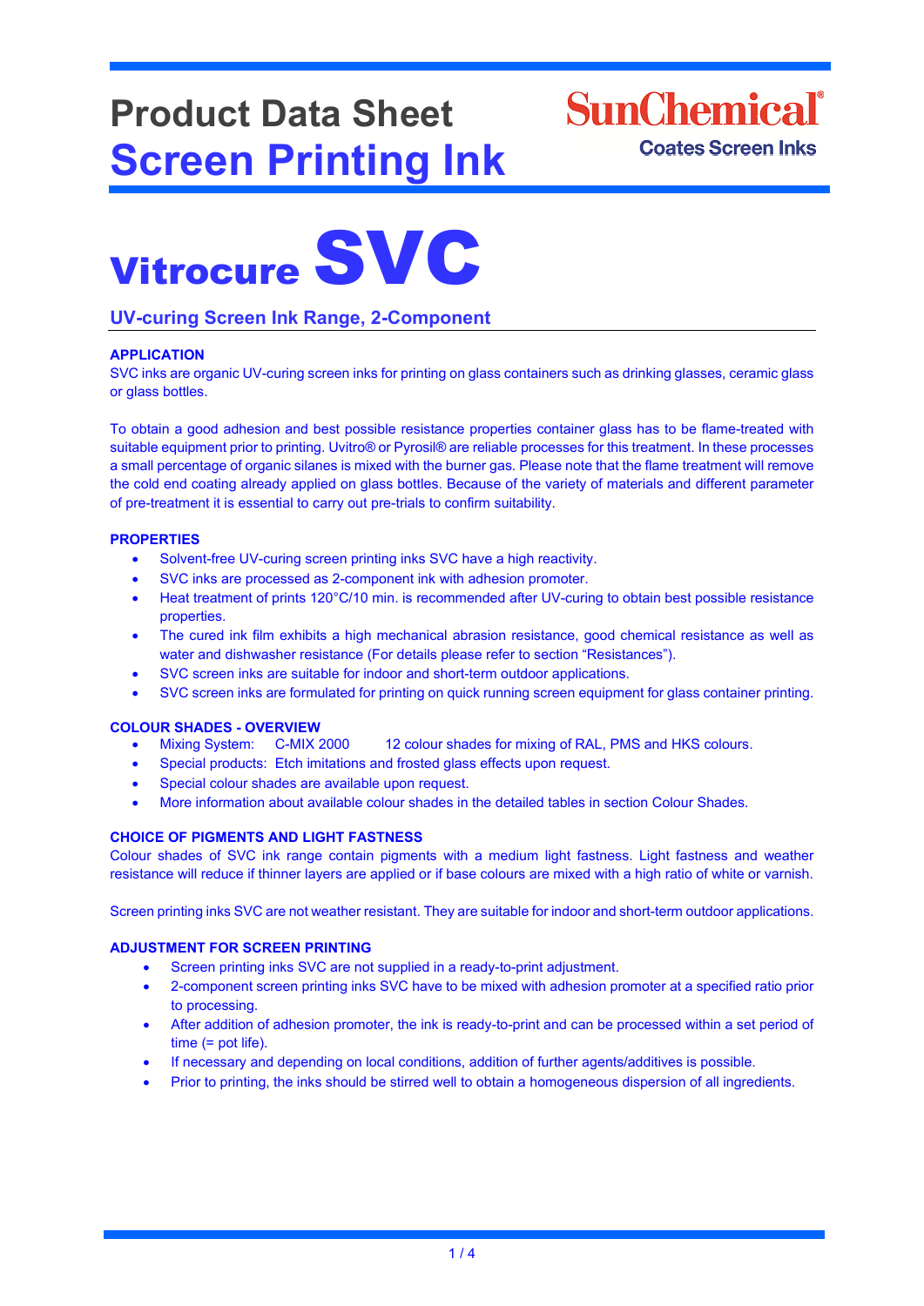# Product Data Sheet
# Screen Printing Ink

SunChemical
Coates Screen Inks

# Vitrocure SVC

## UV-curing Screen Ink Range, 2-Component

### APPLICATION

SVC inks are organic UV-curing screen inks for printing on glass containers such as drinking glasses, ceramic glass or glass bottles.

To obtain a good adhesion and best possible resistance properties container glass has to be flame-treated with suitable equipment prior to printing. Uvitro® or Pyrosil® are reliable processes for this treatment. In these processes a small percentage of organic silanes is mixed with the burner gas. Please note that the flame treatment will remove the cold end coating already applied on glass bottles. Because of the variety of materials and different parameter of pre-treatment it is essential to carry out pre-trials to confirm suitability.

### PROPERTIES

- Solvent-free UV-curing screen printing inks SVC have a high reactivity.
- SVC inks are processed as 2-component ink with adhesion promoter.
- Heat treatment of prints 120°C/10 min. is recommended after UV-curing to obtain best possible resistance properties.
- The cured ink film exhibits a high mechanical abrasion resistance, good chemical resistance as well as water and dishwasher resistance (For details please refer to section "Resistances").
- SVC screen inks are suitable for indoor and short-term outdoor applications.
- SVC screen inks are formulated for printing on quick running screen equipment for glass container printing.

### COLOUR SHADES - OVERVIEW

- Mixing System: C-MIX 2000 12 colour shades for mixing of RAL, PMS and HKS colours.
- Special products: Etch imitations and frosted glass effects upon request.
- Special colour shades are available upon request.
- More information about available colour shades in the detailed tables in section Colour Shades.

### CHOICE OF PIGMENTS AND LIGHT FASTNESS

Colour shades of SVC ink range contain pigments with a medium light fastness. Light fastness and weather resistance will reduce if thinner layers are applied or if base colours are mixed with a high ratio of white or varnish.

Screen printing inks SVC are not weather resistant. They are suitable for indoor and short-term outdoor applications.

### ADJUSTMENT FOR SCREEN PRINTING

- Screen printing inks SVC are not supplied in a ready-to-print adjustment.
- 2-component screen printing inks SVC have to be mixed with adhesion promoter at a specified ratio prior to processing.
- After addition of adhesion promoter, the ink is ready-to-print and can be processed within a set period of time (= pot life).
- If necessary and depending on local conditions, addition of further agents/additives is possible.
- Prior to printing, the inks should be stirred well to obtain a homogeneous dispersion of all ingredients.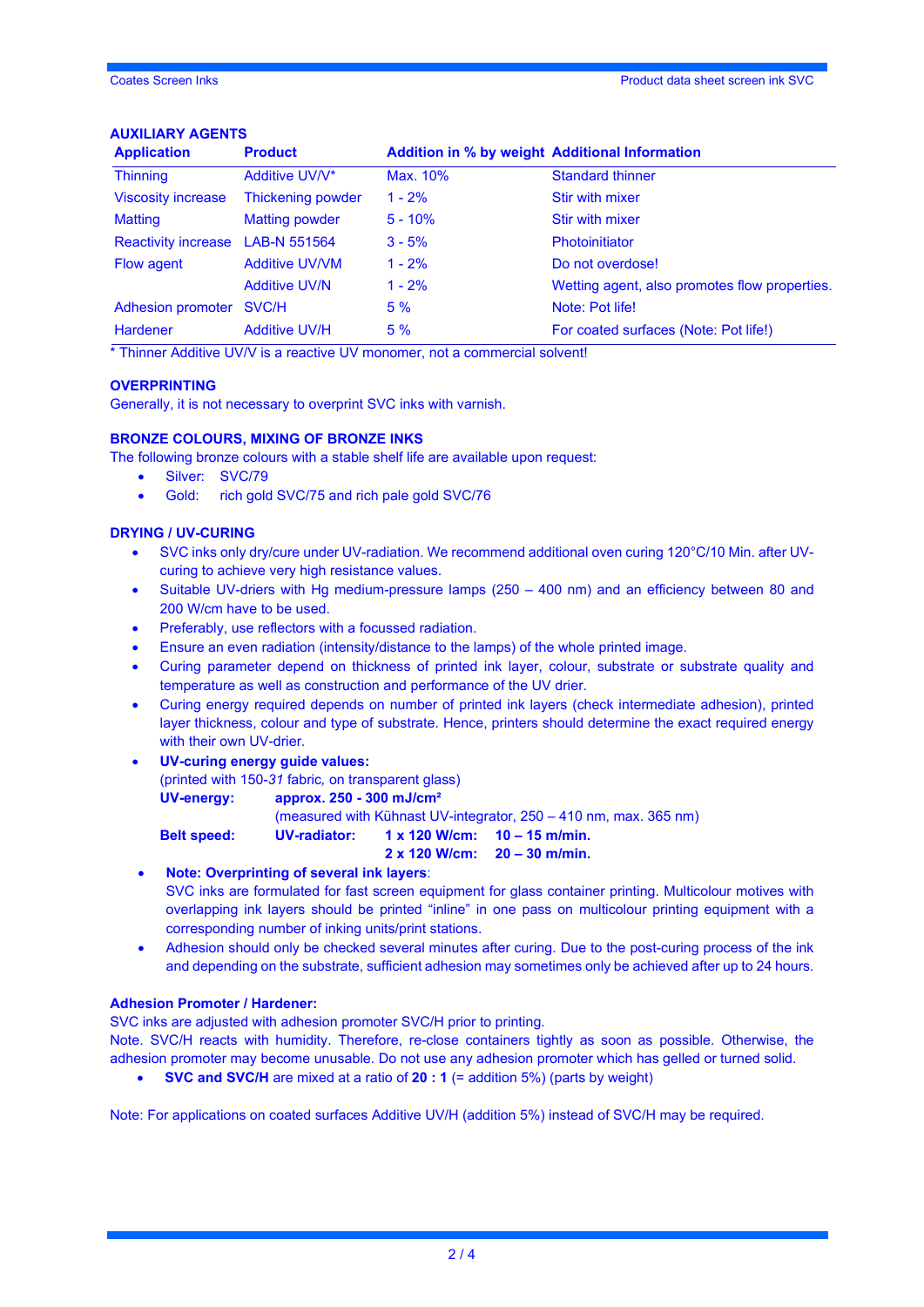## AUXILIARY AGENTS

| Application | Product | Addition in % by weight | Additional Information |
|---|---|---|---|
| Thinning | Additive UV/V* | Max. 10% | Standard thinner |
| Viscosity increase | Thickening powder | 1 - 2% | Stir with mixer |
| Matting | Matting powder | 5 - 10% | Stir with mixer |
| Reactivity increase | LAB-N 551564 | 3 - 5% | Photoinitiator |
| Flow agent | Additive UV/VM | 1 - 2% | Do not overdose! |
| | Additive UV/N | 1 - 2% | Wetting agent, also promotes flow properties. |
| Adhesion promoter | SVC/H | 5 % | Note: Pot life! |
| Hardener | Additive UV/H | 5 % | For coated surfaces (Note: Pot life!) |

* Thinner Additive UV/V is a reactive UV monomer, not a commercial solvent!

## OVERPRINTING

Generally, it is not necessary to overprint SVC inks with varnish.

## BRONZE COLOURS, MIXING OF BRONZE INKS

The following bronze colours with a stable shelf life are available upon request:

- Silver: SVC/79
- Gold: rich gold SVC/75 and rich pale gold SVC/76

## DRYING / UV-CURING

- SVC inks only dry/cure under UV-radiation. We recommend additional oven curing 120°C/10 Min. after UV-curing to achieve very high resistance values.
- Suitable UV-driers with Hg medium-pressure lamps (250 – 400 nm) and an efficiency between 80 and 200 W/cm have to be used.
- Preferably, use reflectors with a focussed radiation.
- Ensure an even radiation (intensity/distance to the lamps) of the whole printed image.
- Curing parameter depend on thickness of printed ink layer, colour, substrate or substrate quality and temperature as well as construction and performance of the UV drier.
- Curing energy required depends on number of printed ink layers (check intermediate adhesion), printed layer thickness, colour and type of substrate. Hence, printers should determine the exact required energy with their own UV-drier.
- **UV-curing energy guide values:**
  (printed with 150-*31* fabric*,* on transparent glass)

  **UV-energy:** **approx. 250 - 300 mJ/cm²**
  (measured with Kühnast UV-integrator, 250 – 410 nm, max. 365 nm)

  **Belt speed:** **UV-radiator:** **1 x 120 W/cm: 10 – 15 m/min.**
  **2 x 120 W/cm: 20 – 30 m/min.**
- **Note: Overprinting of several ink layers**:
  SVC inks are formulated for fast screen equipment for glass container printing. Multicolour motives with overlapping ink layers should be printed "inline" in one pass on multicolour printing equipment with a corresponding number of inking units/print stations.
- Adhesion should only be checked several minutes after curing. Due to the post-curing process of the ink and depending on the substrate, sufficient adhesion may sometimes only be achieved after up to 24 hours.

## Adhesion Promoter / Hardener:

SVC inks are adjusted with adhesion promoter SVC/H prior to printing.
Note. SVC/H reacts with humidity. Therefore, re-close containers tightly as soon as possible. Otherwise, the adhesion promoter may become unusable. Do not use any adhesion promoter which has gelled or turned solid.

- **SVC and SVC/H** are mixed at a ratio of **20 : 1** (= addition 5%) (parts by weight)

Note: For applications on coated surfaces Additive UV/H (addition 5%) instead of SVC/H may be required.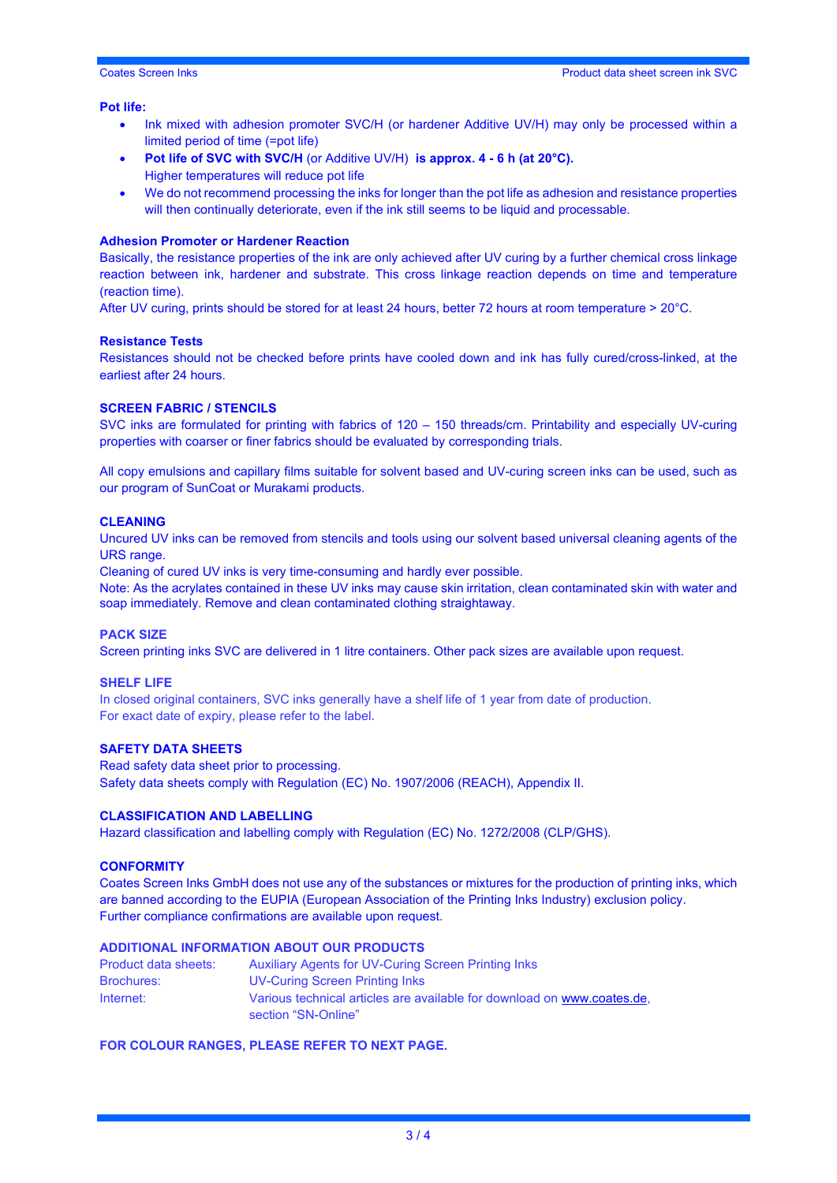**Pot life:**

- Ink mixed with adhesion promoter SVC/H (or hardener Additive UV/H) may only be processed within a limited period of time (=pot life)
- **Pot life of SVC with SVC/H** (or Additive UV/H) **is approx. 4 - 6 h (at 20°C).** Higher temperatures will reduce pot life
- We do not recommend processing the inks for longer than the pot life as adhesion and resistance properties will then continually deteriorate, even if the ink still seems to be liquid and processable.

**Adhesion Promoter or Hardener Reaction**

Basically, the resistance properties of the ink are only achieved after UV curing by a further chemical cross linkage reaction between ink, hardener and substrate. This cross linkage reaction depends on time and temperature (reaction time).
After UV curing, prints should be stored for at least 24 hours, better 72 hours at room temperature > 20°C.

**Resistance Tests**

Resistances should not be checked before prints have cooled down and ink has fully cured/cross-linked, at the earliest after 24 hours.

## SCREEN FABRIC / STENCILS

SVC inks are formulated for printing with fabrics of 120 – 150 threads/cm. Printability and especially UV-curing properties with coarser or finer fabrics should be evaluated by corresponding trials.

All copy emulsions and capillary films suitable for solvent based and UV-curing screen inks can be used, such as our program of SunCoat or Murakami products.

## CLEANING

Uncured UV inks can be removed from stencils and tools using our solvent based universal cleaning agents of the URS range.
Cleaning of cured UV inks is very time-consuming and hardly ever possible.
Note: As the acrylates contained in these UV inks may cause skin irritation, clean contaminated skin with water and soap immediately. Remove and clean contaminated clothing straightaway.

## PACK SIZE

Screen printing inks SVC are delivered in 1 litre containers. Other pack sizes are available upon request.

## SHELF LIFE

In closed original containers, SVC inks generally have a shelf life of 1 year from date of production.
For exact date of expiry, please refer to the label.

## SAFETY DATA SHEETS

Read safety data sheet prior to processing.
Safety data sheets comply with Regulation (EC) No. 1907/2006 (REACH), Appendix II.

## CLASSIFICATION AND LABELLING

Hazard classification and labelling comply with Regulation (EC) No. 1272/2008 (CLP/GHS).

## CONFORMITY

Coates Screen Inks GmbH does not use any of the substances or mixtures for the production of printing inks, which are banned according to the EUPIA (European Association of the Printing Inks Industry) exclusion policy.
Further compliance confirmations are available upon request.

## ADDITIONAL INFORMATION ABOUT OUR PRODUCTS

| | |
|---|---|
| Product data sheets: | Auxiliary Agents for UV-Curing Screen Printing Inks |
| Brochures: | UV-Curing Screen Printing Inks |
| Internet: | Various technical articles are available for download on www.coates.de, section "SN-Online" |

**FOR COLOUR RANGES, PLEASE REFER TO NEXT PAGE.**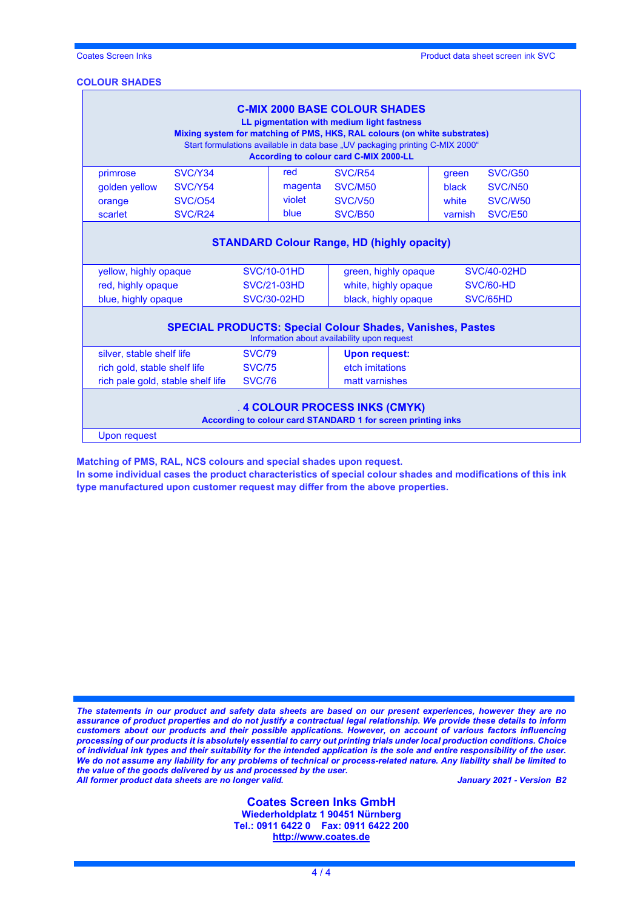## COLOUR SHADES

### C-MIX 2000 BASE COLOUR SHADES

**LL pigmentation with medium light fastness**

**Mixing system for matching of PMS, HKS, RAL colours (on white substrates)**

Start formulations available in data base „UV packaging printing C-MIX 2000“

**According to colour card C-MIX 2000-LL**

| | | | | | |
|---|---|---|---|---|---|
| primrose | SVC/Y34 | red | SVC/R54 | green | SVC/G50 |
| golden yellow | SVC/Y54 | magenta | SVC/M50 | black | SVC/N50 |
| orange | SVC/O54 | violet | SVC/V50 | white | SVC/W50 |
| scarlet | SVC/R24 | blue | SVC/B50 | varnish | SVC/E50 |

### STANDARD Colour Range, HD (highly opacity)

| | | | |
|---|---|---|---|
| yellow, highly opaque | SVC/10-01HD | green, highly opaque | SVC/40-02HD |
| red, highly opaque | SVC/21-03HD | white, highly opaque | SVC/60-HD |
| blue, highly opaque | SVC/30-02HD | black, highly opaque | SVC/65HD |

### SPECIAL PRODUCTS: Special Colour Shades, Vanishes, Pastes

Information about availability upon request

| | | |
|---|---|---|
| silver, stable shelf life | SVC/79 | **Upon request:** |
| rich gold, stable shelf life | SVC/75 | etch imitations |
| rich pale gold, stable shelf life | SVC/76 | matt varnishes |

### . 4 COLOUR PROCESS INKS (CMYK)

**According to colour card STANDARD 1 for screen printing inks**

Upon request

**Matching of PMS, RAL, NCS colours and special shades upon request.**
**In some individual cases the product characteristics of special colour shades and modifications of this ink type manufactured upon customer request may differ from the above properties.**

***The statements in our product and safety data sheets are based on our present experiences, however they are no assurance of product properties and do not justify a contractual legal relationship. We provide these details to inform customers about our products and their possible applications. However, on account of various factors influencing processing of our products it is absolutely essential to carry out printing trials under local production conditions. Choice of individual ink types and their suitability for the intended application is the sole and entire responsibility of the user. We do not assume any liability for any problems of technical or process-related nature. Any liability shall be limited to the value of the goods delivered by us and processed by the user.***
***All former product data sheets are no longer valid.***

***January 2021 - Version B2***

**Coates Screen Inks GmbH**
**Wiederholdplatz 1 90451 Nürnberg**
**Tel.: 0911 6422 0 Fax: 0911 6422 200**
**http://www.coates.de**